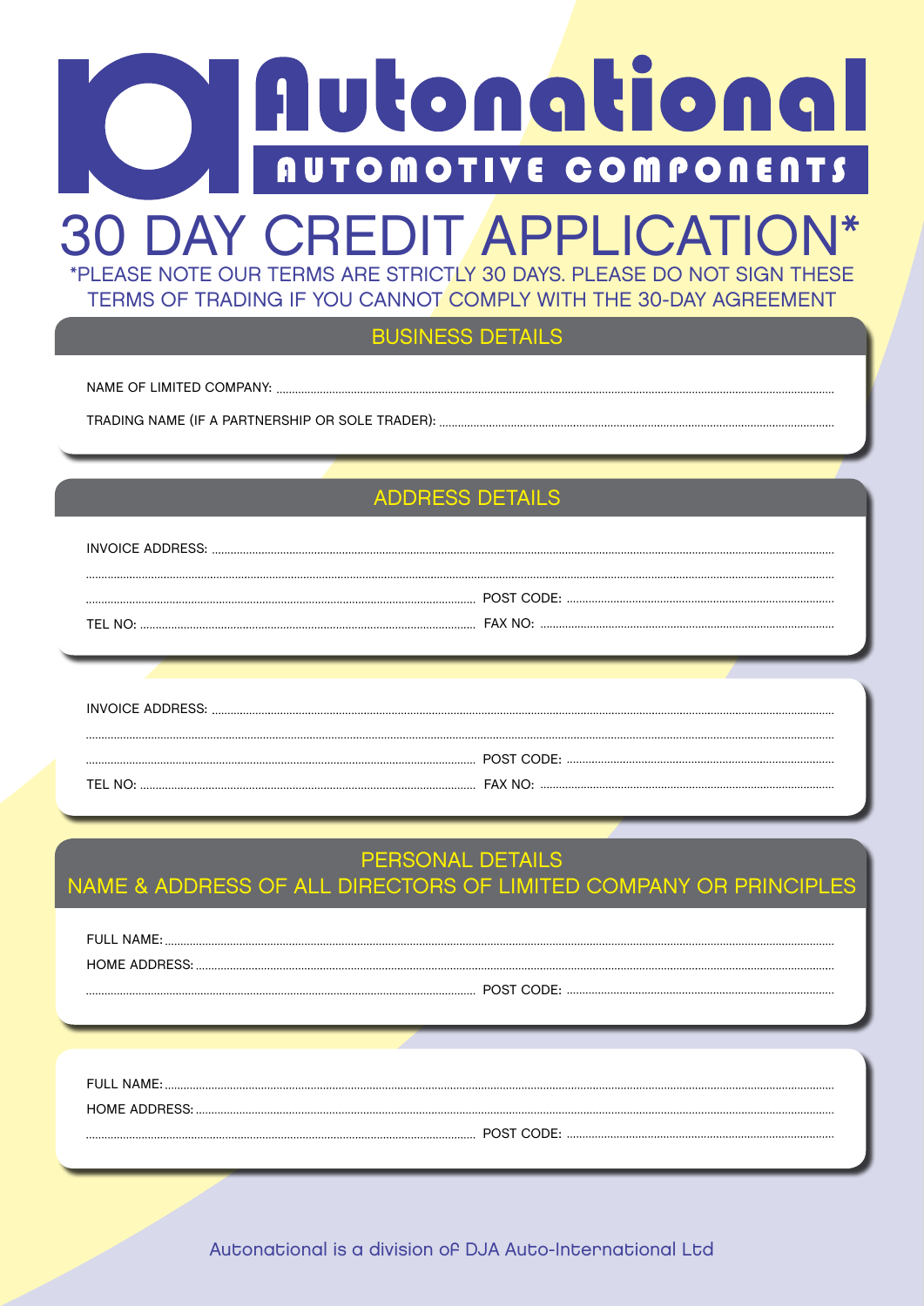# Autonational

**AUTOMOTIVE COMPONENTS**

# 30 DAY CREDIT APPLICATION*

*PLEASE NOTE OUR TERMS ARE STRICTLY 30 DAYS. PLEASE DO NOT SIGN THESE TERMS OF TRADING IF YOU CANNOT COMPLY WITH THE 30-DAY AGREEMENT

## BUSINESS DETAILS

NAME OF LIMITED COMPANY: ..........................................................................................

TRADING NAME (IF A PARTNERSHIP OR SOLE TRADER): ..........................................................................................

## ADDRESS DETAILS

INVOICE ADDRESS: ..........................................................................................

..........................................................................................

.......................................... POST CODE: ..........................................

TEL NO: .......................................... FAX NO: ..........................................

INVOICE ADDRESS: ..........................................................................................

..........................................................................................

.......................................... POST CODE: ..........................................

TEL NO: .......................................... FAX NO: ..........................................

## PERSONAL DETAILS
## NAME & ADDRESS OF ALL DIRECTORS OF LIMITED COMPANY OR PRINCIPLES

FULL NAME: ..........................................................................................

HOME ADDRESS: ..........................................................................................

.......................................... POST CODE: ..........................................

FULL NAME: ..........................................................................................

HOME ADDRESS: ..........................................................................................

.......................................... POST CODE: ..........................................

Autonational is a division of DJA Auto-International Ltd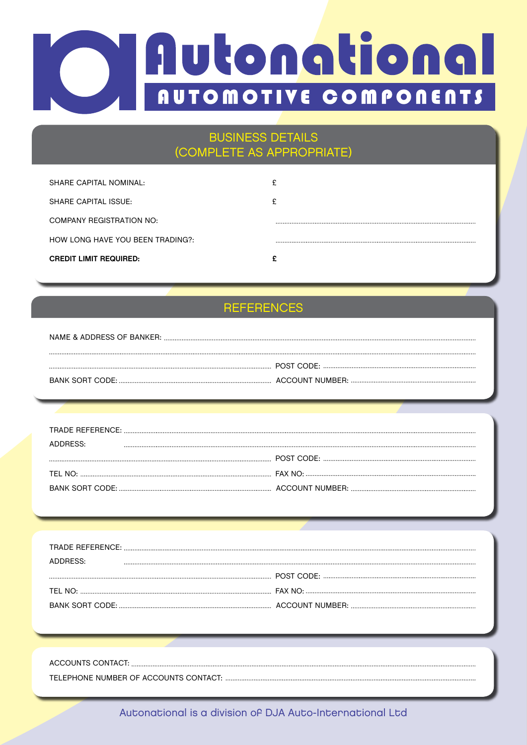# Autonational

AUTOMOTIVE COMPONENTS

## BUSINESS DETAILS (COMPLETE AS APPROPRIATE)

SHARE CAPITAL NOMINAL: £

SHARE CAPITAL ISSUE: £

COMPANY REGISTRATION NO: ..............................

HOW LONG HAVE YOU BEEN TRADING?: ..............................

**CREDIT LIMIT REQUIRED:** **£**

## REFERENCES

NAME & ADDRESS OF BANKER: ..............................

..............................

.............................. POST CODE: ..............................

BANK SORT CODE: .............................. ACCOUNT NUMBER: ..............................

TRADE REFERENCE: ..............................

ADDRESS: ..............................

.............................. POST CODE: ..............................

TEL NO: .............................. FAX NO: ..............................

BANK SORT CODE: .............................. ACCOUNT NUMBER: ..............................

TRADE REFERENCE: ..............................

ADDRESS: ..............................

.............................. POST CODE: ..............................

TEL NO: .............................. FAX NO: ..............................

BANK SORT CODE: .............................. ACCOUNT NUMBER: ..............................

ACCOUNTS CONTACT: ..............................

TELEPHONE NUMBER OF ACCOUNTS CONTACT: ..............................

Autonational is a division of DJA Auto-International Ltd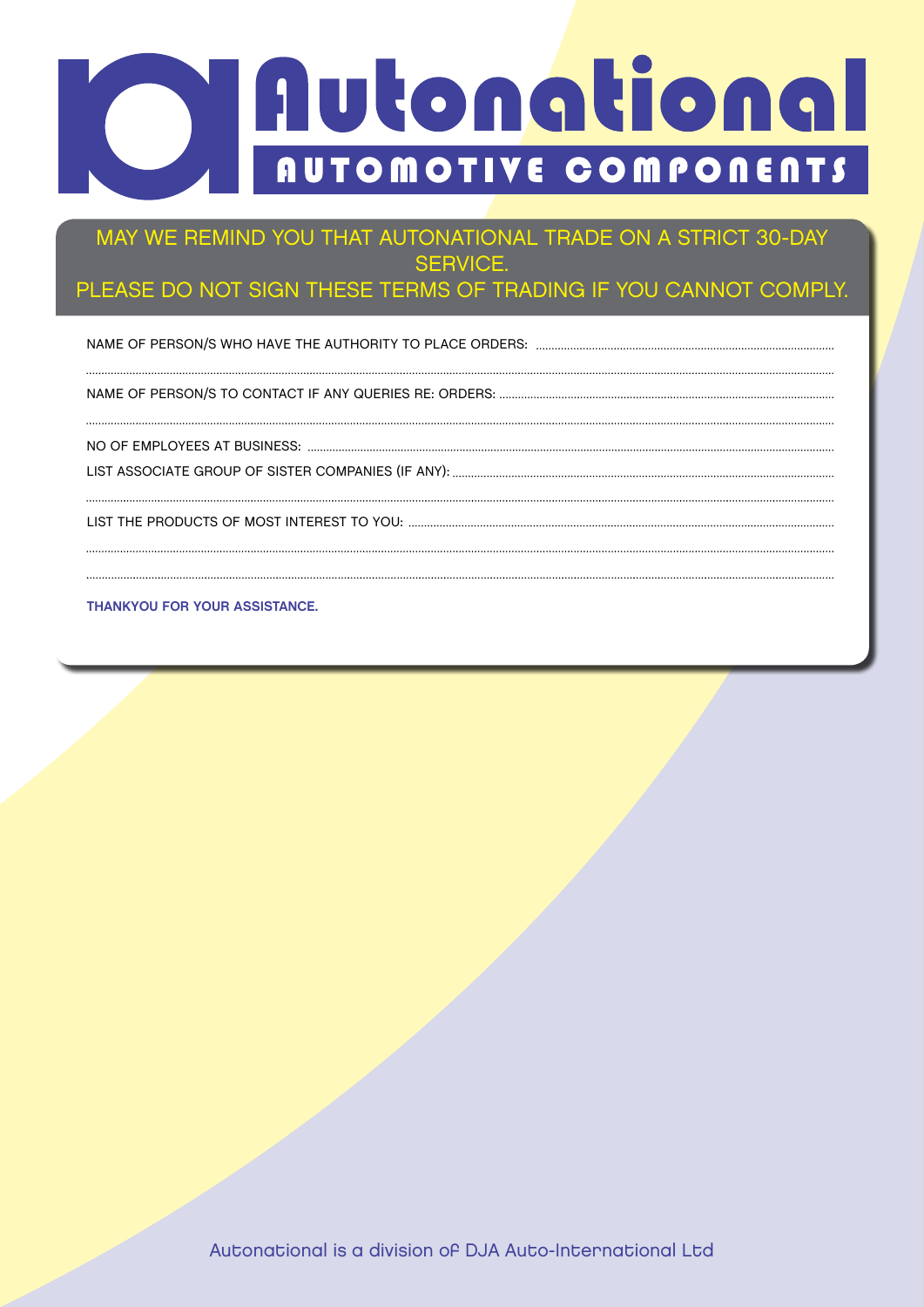# Autonational

## AUTOMOTIVE COMPONENTS

MAY WE REMIND YOU THAT AUTONATIONAL TRADE ON A STRICT 30-DAY SERVICE.
PLEASE DO NOT SIGN THESE TERMS OF TRADING IF YOU CANNOT COMPLY.

NAME OF PERSON/S WHO HAVE THE AUTHORITY TO PLACE ORDERS: ..............................................................................................

..............................................................................................................................................................................

NAME OF PERSON/S TO CONTACT IF ANY QUERIES RE: ORDERS: ..............................................................................................

..............................................................................................................................................................................

NO OF EMPLOYEES AT BUSINESS: ..............................................................................................

LIST ASSOCIATE GROUP OF SISTER COMPANIES (IF ANY): ..............................................................................................

..............................................................................................................................................................................

LIST THE PRODUCTS OF MOST INTEREST TO YOU: ..............................................................................................

..............................................................................................................................................................................

..............................................................................................................................................................................

**THANKYOU FOR YOUR ASSISTANCE.**

Autonational is a division of DJA Auto-International Ltd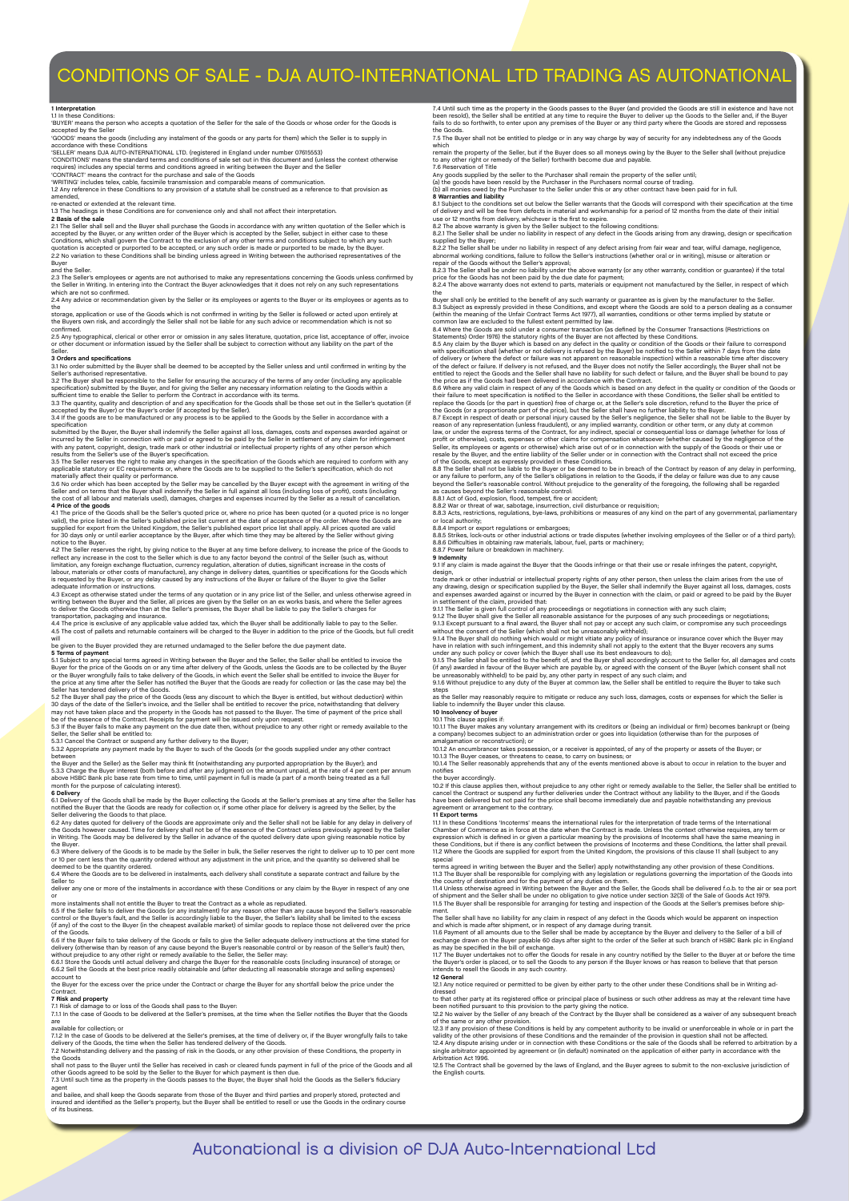# CONDITIONS OF SALE - DJA AUTO-INTERNATIONAL LTD TRADING AS AUTONATIONAL

**1 Interpretation**

1.1 In these Conditions:

'BUYER' means the person who accepts a quotation of the Seller for the sale of the Goods or whose order for the Goods is accepted by the Seller

'GOODS' means the goods (including any instalment of the goods or any parts for them) which the Seller is to supply in accordance with these Conditions

'SELLER' means DJA AUTO-INTERNATIONAL LTD. (registered in England under number 07615553)

'CONDITIONS' means the standard terms and conditions of sale set out in this document and (unless the context otherwise requires) includes any special terms and conditions agreed in writing between the Buyer and the Seller

'CONTRACT' means the contract for the purchase and sale of the Goods

'WRITING' includes telex, cable, facsimile transmission and comparable means of communication.

1.2 Any reference in these Conditions to any provision of a statute shall be construed as a reference to that provision as amended, re-enacted or extended at the relevant time.

1.3 The headings in these Conditions are for convenience only and shall not affect their interpretation.

**2 Basis of the sale**

2.1 The Seller shall sell and the Buyer shall purchase the Goods in accordance with any written quotation of the Seller which is accepted by the Buyer, or any written order of the Buyer which is accepted by the Seller, subject in either case to these Conditions, which shall govern the Contract to the exclusion of any other terms and conditions subject to which any such quotation is accepted or purported to be accepted, or any such order is made or purported to be made, by the Buyer.

2.2 No variation to these Conditions shall be binding unless agreed in Writing between the authorised representatives of the Buyer and the Seller.

2.3 The Seller's employees or agents are not authorised to make any representations concerning the Goods unless confirmed by the Seller in Writing. In entering into the Contract the Buyer acknowledges that it does not rely on any such representations which are not so confirmed.

2.4 Any advice or recommendation given by the Seller or its employees or agents to the Buyer or its employees or agents as to the storage, application or use of the Goods which is not confirmed in writing by the Seller is followed or acted upon entirely at the Buyers own risk, and accordingly the Seller shall not be liable for any such advice or recommendation which is not so confirmed.

2.5 Any typographical, clerical or other error or omission in any sales literature, quotation, price list, acceptance of offer, invoice or other document or information issued by the Seller shall be subject to correction without any liability on the part of the Seller.

**3 Orders and specifications**

3.1 No order submitted by the Buyer shall be deemed to be accepted by the Seller unless and until confirmed in writing by the Seller's authorised representative.

3.2 The Buyer shall be responsible to the Seller for ensuring the accuracy of the terms of any order (including any applicable specification) submitted by the Buyer, and for giving the Seller any necessary information relating to the Goods within a sufficient time to enable the Seller to perform the Contract in accordance with its terms.

3.3 The quantity, quality and description of and any specification for the Goods shall be those set out in the Seller's quotation (if accepted by the Buyer) or the Buyer's order (if accepted by the Seller).

3.4 If the goods are to be manufactured or any process is to be applied to the Goods by the Seller in accordance with a specification submitted by the Buyer, the Buyer shall indemnify the Seller against all loss, damages, costs and expenses awarded against or incurred by the Seller in connection with or paid or agreed to be paid by the Seller in settlement of any claim for infringement with any patent, copyright, design, trade mark or other industrial or intellectual property rights of any other person which results from the Seller's use of the Buyer's specification.

3.5 The Seller reserves the right to make any changes in the specification of the Goods which are required to conform with any applicable statutory or EC requirements or, where the Goods are to be supplied to the Seller's specification, which do not materially affect their quality or performance.

3.6 No order which has been accepted by the Seller may be cancelled by the Buyer except with the agreement in writing of the Seller and on terms that the Buyer shall indemnify the Seller in full against all loss (including loss of profit), costs (including the cost of all labour and materials used), damages, charges and expenses incurred by the Seller as a result of cancellation.

**4 Price of the goods**

4.1 The price of the Goods shall be the Seller's quoted price or, where no price has been quoted (or a quoted price is no longer valid), the price listed in the Seller's published price list current at the date of acceptance of the order. Where the Goods are supplied for export from the United Kingdom, the Seller's published export price list shall apply. All prices quoted are valid for 30 days only or until earlier acceptance by the Buyer, after which time they may be altered by the Seller without giving notice to the Buyer.

4.2 The Seller reserves the right, by giving notice to the Buyer at any time before delivery, to increase the price of the Goods to reflect any increase in the cost to the Seller which is due to any factor beyond the control of the Seller (such as, without limitation, any foreign exchange fluctuation, currency regulation, alteration of duties, significant increase in the costs of labour, materials or other costs of manufacture), any change in delivery dates, quantities or specifications for the Goods which is requested by the Buyer, or any delay caused by any instructions of the Buyer or failure of the Buyer to give the Seller adequate information or instructions.

4.3 Except as otherwise stated under the terms of any quotation or in any price list of the Seller, and unless otherwise agreed in writing between the Buyer and the Seller, all prices are given by the Seller on an ex works basis, and where the Seller agrees to deliver the Goods otherwise than at the Seller's premises, the Buyer shall be liable to pay the Seller's charges for transportation, packaging and insurance.

4.4 The price is exclusive of any applicable value added tax, which the Buyer shall be additionally liable to pay to the Seller.

4.5 The cost of pallets and returnable containers will be charged to the Buyer in addition to the price of the Goods, but full credit will be given to the Buyer provided they are returned undamaged to the Seller before the due payment date.

**5 Terms of payment**

5.1 Subject to any special terms agreed in Writing between the Buyer and the Seller, the Seller shall be entitled to invoice the Buyer for the price of the Goods on or any time after delivery of the Goods, unless the Goods are to be collected by the Buyer or the Buyer wrongfully fails to take delivery of the Goods, in which event the Seller shall be entitled to invoice the Buyer for the price at any time after the Seller has notified the Buyer that the Goods are ready for collection or (as the case may be) the Seller has tendered delivery of the Goods.

5.2 The Buyer shall pay the price of the Goods (less any discount to which the Buyer is entitled, but without deduction) within 30 days of the date of the Seller's invoice, and the Seller shall be entitled to recover the price, notwithstanding that delivery may not have taken place and the property in the Goods has not passed to the Buyer. The time of payment of the price shall be of the essence of the Contract. Receipts for payment will be issued only upon request.

5.3 If the Buyer fails to make any payment on the due date then, without prejudice to any other right or remedy available to the Seller, the Seller shall be entitled to:

5.3.1 Cancel the Contract or suspend any further delivery to the Buyer;

5.3.2 Appropriate any payment made by the Buyer to such of the Goods (or the goods supplied under any other contract between the Buyer and the Seller) as the Seller may think fit (notwithstanding any purported appropriation by the Buyer); and

5.3.3 Charge the Buyer interest (both before and after any judgment) on the amount unpaid, at the rate of 4 per cent per annum above HSBC Bank plc base rate from time to time, until payment in full is made (a part of a month being treated as a full month for the purpose of calculating interest).

**6 Delivery**

6.1 Delivery of the Goods shall be made by the Buyer collecting the Goods at the Seller's premises at any time after the Seller has notified the Buyer that the Goods are ready for collection or, if some other place for delivery is agreed by the Seller, by the Seller delivering the Goods to that place.

6.2 Any dates quoted for delivery of the Goods are approximate only and the Seller shall not be liable for any delay in delivery of the Goods however caused. Time for delivery shall not be of the essence of the Contract unless previously agreed by the Seller in Writing. The Goods may be delivered by the Seller in advance of the quoted delivery date upon giving reasonable notice by the Buyer.

6.3 Where delivery of the Goods is to be made by the Seller in bulk, the Seller reserves the right to deliver up to 10 per cent more or 10 per cent less than the quantity ordered without any adjustment in the unit price, and the quantity so delivered shall be deemed to be the quantity ordered.

6.4 Where the Goods are to be delivered in instalments, each delivery shall constitute a separate contract and failure by the Seller to deliver any one or more of the instalments in accordance with these Conditions or any claim by the Buyer in respect of any one or more instalments shall not entitle the Buyer to treat the Contract as a whole as repudiated.

6.5 If the Seller fails to deliver the Goods (or any instalment) for any reason other than any cause beyond the Seller's reasonable control or the Buyer's fault, and the Seller is accordingly liable to the Buyer, the Seller's liability shall be limited to the excess (if any) of the cost to the Buyer (in the cheapest available market) of similar goods to replace those not delivered over the price of the Goods.

6.6 If the Buyer fails to take delivery of the Goods or fails to give the Seller adequate delivery instructions at the time stated for delivery (otherwise than by reason of any cause beyond the Buyer's reasonable control or by reason of the Seller's fault) then, without prejudice to any other right or remedy available to the Seller, the Seller may:

6.6.1 Store the Goods until actual delivery and charge the Buyer for the reasonable costs (including insurance) of storage; or

6.6.2 Sell the Goods at the best price readily obtainable and (after deducting all reasonable storage and selling expenses) account to the Buyer for the excess over the price under the Contract or charge the Buyer for any shortfall below the price under the Contract.

**7 Risk and property**

7.1 Risk of damage to or loss of the Goods shall pass to the Buyer:

7.1.1 In the case of Goods to be delivered at the Seller's premises, at the time when the Seller notifies the Buyer that the Goods are available for collection; or

7.1.2 In the case of Goods to be delivered at the Seller's premises, at the time of delivery or, if the Buyer wrongfully fails to take delivery of the Goods, the time when the Seller has tendered delivery of the Goods.

7.2 Notwithstanding delivery and the passing of risk in the Goods, or any other provision of these Conditions, the property in the Goods shall not pass to the Buyer until the Seller has received in cash or cleared funds payment in full of the price of the Goods and all other Goods agreed to be sold by the Seller to the Buyer for which payment is then due.

7.3 Until such time as the property in the Goods passes to the Buyer, the Buyer shall hold the Goods as the Seller's fiduciary agent and bailee, and shall keep the Goods separate from those of the Buyer and third parties and properly stored, protected and insured and identified as the Seller's property, but the Buyer shall be entitled to resell or use the Goods in the ordinary course of its business.

7.4 Until such time as the property in the Goods passes to the Buyer (and provided the Goods are still in existence and have not been resold), the Seller shall be entitled at any time to require the Buyer to deliver up the Goods to the Seller and, if the Buyer fails to do so forthwith, to enter upon any premises of the Buyer or any third party where the Goods are stored and repossess the Goods.

7.5 The Buyer shall not be entitled to pledge or in any way charge by way of security for any indebtedness any of the Goods which remain the property of the Seller, but if the Buyer does so all moneys owing by the Buyer to the Seller shall (without prejudice to any other right or remedy of the Seller) forthwith become due and payable.

7.6 Reservation of Title

Any goods supplied by the seller to the Purchaser shall remain the property of the seller until;

(a) the goods have been resold by the Purchaser in the Purchasers normal course of trading.

(b) all monies owed by the Purchaser to the Seller under this or any other contract have been paid for in full.

**8 Warranties and liability**

8.1 Subject to the conditions set out below the Seller warrants that the Goods will correspond with their specification at the time of delivery and will be free from defects in material and workmanship for a period of 12 months from the date of their initial use or 12 months from delivery, whichever is the first to expire.

8.2 The above warranty is given by the Seller subject to the following conditions:

8.2.1 The Seller shall be under no liability in respect of any defect in the Goods arising from any drawing, design or specification supplied by the Buyer;

8.2.2 The Seller shall be under no liability in respect of any defect arising from fair wear and tear, wilful damage, negligence, abnormal working conditions, failure to follow the Seller's instructions (whether oral or in writing), misuse or alteration or repair of the Goods without the Seller's approval;

8.2.3 The Seller shall be under no liability under the above warranty (or any other warranty, condition or guarantee) if the total price for the Goods has not been paid by the due date for payment;

8.2.4 The above warranty does not extend to parts, materials or equipment not manufactured by the Seller, in respect of which the Buyer shall only be entitled to the benefit of any such warranty or guarantee as is given by the manufacturer to the Seller.

8.3 Subject as expressly provided in these Conditions, and except where the Goods are sold to a person dealing as a consumer (within the meaning of the Unfair Contract Terms Act 1977), all warranties, conditions or other terms implied by statute or common law are excluded to the fullest extent permitted by law.

8.4 Where the Goods are sold under a consumer transaction (as defined by the Consumer Transactions (Restrictions on Statements) Order 1976) the statutory rights of the Buyer are not affected by these Conditions.

8.5 Any claim by the Buyer which is based on any defect in the quality or condition of the Goods or their failure to correspond with specification shall (whether or not delivery is refused by the Buyer) be notified to the Seller within 7 days from the date of delivery or (where the defect or failure was not apparent on reasonable inspection) within a reasonable time after discovery of the defect or failure. If delivery is not refused, and the Buyer does not notify the Seller accordingly, the Buyer shall not be entitled to reject the Goods and the Seller shall have no liability for such defect or failure, and the Buyer shall be bound to pay the price as if the Goods had been delivered in accordance with the Contract.

8.6 Where any valid claim in respect of any of the Goods which is based on any defect in the quality or condition of the Goods or their failure to meet specification is notified to the Seller in accordance with these Conditions, the Seller shall be entitled to replace the Goods (or the part in question) free of charge or, at the Seller's sole discretion, refund to the Buyer the price of the Goods (or a proportionate part of the price), but the Seller shall have no further liability to the Buyer.

8.7 Except in respect of death or personal injury caused by the Seller's negligence, the Seller shall not be liable to the Buyer by reason of any representation (unless fraudulent), or any implied warranty, condition or other term, or any duty at common law, or under the express terms of the Contract, for any indirect, special or consequential loss or damage (whether for loss of profit or otherwise), costs, expenses or other claims for compensation whatsoever (whether caused by the negligence of the Seller, its employees or agents or otherwise) which arise out of or in connection with the supply of the Goods or their use or resale by the Buyer, and the entire liability of the Seller under or in connection with the Contract shall not exceed the price of the Goods, except as expressly provided in these Conditions.

8.8 The Seller shall not be liable to the Buyer or be deemed to be in breach of the Contract by reason of any delay in performing, or any failure to perform, any of the Seller's obligations in relation to the Goods, if the delay or failure was due to any cause beyond the Seller's reasonable control. Without prejudice to the generality of the foregoing, the following shall be regarded as causes beyond the Seller's reasonable control:

8.8.1 Act of God, explosion, flood, tempest, fire or accident;

8.8.2 War or threat of war, sabotage, insurrection, civil disturbance or requisition;

8.8.3 Acts, restrictions, regulations, bye-laws, prohibitions or measures of any kind on the part of any governmental, parliamentary or local authority;

8.8.4 Import or export regulations or embargoes;

8.8.5 Strikes, lock-outs or other industrial actions or trade disputes (whether involving employees of the Seller or of a third party);

8.8.6 Difficulties in obtaining raw materials, labour, fuel, parts or machinery;

8.8.7 Power failure or breakdown in machinery.

**9 Indemnity**

9.1 If any claim is made against the Buyer that the Goods infringe or that their use or resale infringes the patent, copyright, design, trade mark or other industrial or intellectual property rights of any other person, then unless the claim arises from the use of any drawing, design or specification supplied by the Buyer, the Seller shall indemnify the Buyer against all loss, damages, costs and expenses awarded against or incurred by the Buyer in connection with the claim, or paid or agreed to be paid by the Buyer in settlement of the claim, provided that:

9.1.1 The Seller is given full control of any proceedings or negotiations in connection with any such claim;

9.1.2 The Buyer shall give the Seller all reasonable assistance for the purposes of any such proceedings or negotiations;

9.1.3 Except pursuant to a final award, the Buyer shall not pay or accept any such claim, or compromise any such proceedings without the consent of the Seller (which shall not be unreasonably withheld);

9.1.4 The Buyer shall do nothing which would or might vitiate any policy of insurance or insurance cover which the Buyer may have in relation with such infringement, and this indemnity shall not apply to the extent that the Buyer recovers any sums under any such policy or cover (which the Buyer shall use its best endeavours to do);

9.1.5 The Seller shall be entitled to the benefit of, and the Buyer shall accordingly account to the Seller for, all damages and costs (if any) awarded in favour of the Buyer which are payable by, or agreed with the consent of the Buyer (which consent shall not be unreasonably withheld) to be paid by, any other party in respect of any such claim; and

9.1.6 Without prejudice to any duty of the Buyer at common law, the Seller shall be entitled to require the Buyer to take such steps as the Seller may reasonably require to mitigate or reduce any such loss, damages, costs or expenses for which the Seller is liable to indemnify the Buyer under this clause.

**10 Insolvency of buyer**

10.1 This clause applies if:

10.1.1 The Buyer makes any voluntary arrangement with its creditors or (being an individual or firm) becomes bankrupt or (being a company) becomes subject to an administration order or goes into liquidation (otherwise than for the purposes of amalgamation or reconstruction); or

10.1.2 An encumbrancer takes possession, or a receiver is appointed, of any of the property or assets of the Buyer; or

10.1.3 The Buyer ceases, or threatens to cease, to carry on business; or

10.1.4 The Seller reasonably apprehends that any of the events mentioned above is about to occur in relation to the buyer and notifies the buyer accordingly.

10.2 If this clause applies then, without prejudice to any other right or remedy available to the Seller, the Seller shall be entitled to cancel the Contract or suspend any further deliveries under the Contract without any liability to the Buyer, and if the Goods have been delivered but not paid for the price shall become immediately due and payable notwithstanding any previous agreement or arrangement to the contrary.

**11 Export terms**

11.1 In these Conditions 'Incoterms' means the international rules for the interpretation of trade terms of the International Chamber of Commerce as in force at the date when the Contract is made. Unless the context otherwise requires, any term or expression which is defined in or given a particular meaning by the provisions of Incoterms shall have the same meaning in these Conditions, but if there is any conflict between the provisions of Incoterms and these Conditions, the latter shall prevail.

11.2 Where the Goods are supplied for export from the United Kingdom, the provisions of this clause 11 shall (subject to any special terms agreed in writing between the Buyer and the Seller) apply notwithstanding any other provision of these Conditions.

11.3 The Buyer shall be responsible for complying with any legislation or regulations governing the importation of the Goods into the country of destination and for the payment of any duties on them.

11.4 Unless otherwise agreed in Writing between the Buyer and the Seller, the Goods shall be delivered f.o.b. to the air or sea port of shipment and the Seller shall be under no obligation to give notice under section 32(3) of the Sale of Goods Act 1979.

11.5 The Buyer shall be responsible for arranging for testing and inspection of the Goods at the Seller's premises before shipment.

The Seller shall have no liability for any claim in respect of any defect in the Goods which would be apparent on inspection and which is made after shipment, or in respect of any damage during transit.

11.6 Payment of all amounts due to the Seller shall be made by acceptance by the Buyer and delivery to the Seller of a bill of exchange drawn on the Buyer payable 60 days after sight to the order of the Seller at such branch of HSBC Bank plc in England as may be specified in the bill of exchange.

11.7 The Buyer undertakes not to offer the Goods for resale in any country notified by the Seller to the Buyer at or before the time the Buyer's order is placed, or to sell the Goods to any person if the Buyer knows or has reason to believe that that person intends to resell the Goods in any such country.

**12 General**

12.1 Any notice required or permitted to be given by either party to the other under these Conditions shall be in Writing addressed to that other party at its registered office or principal place of business or such other address as may at the relevant time have been notified pursuant to this provision to the party giving the notice.

12.2 No waiver by the Seller of any breach of the Contract by the Buyer shall be considered as a waiver of any subsequent breach of the same or any other provision.

12.3 If any provision of these Conditions is held by any competent authority to be invalid or unenforceable in whole or in part the validity of the other provisions of these Conditions and the remainder of the provision in question shall not be affected.

12.4 Any dispute arising under or in connection with these Conditions or the sale of the Goods shall be referred to arbitration by a single arbitrator appointed by agreement or (in default) nominated on the application of either party in accordance with the Arbitration Act 1996.

12.5 The Contract shall be governed by the laws of England, and the Buyer agrees to submit to the non-exclusive jurisdiction of the English courts.

Autonational is a division of DJA Auto-International Ltd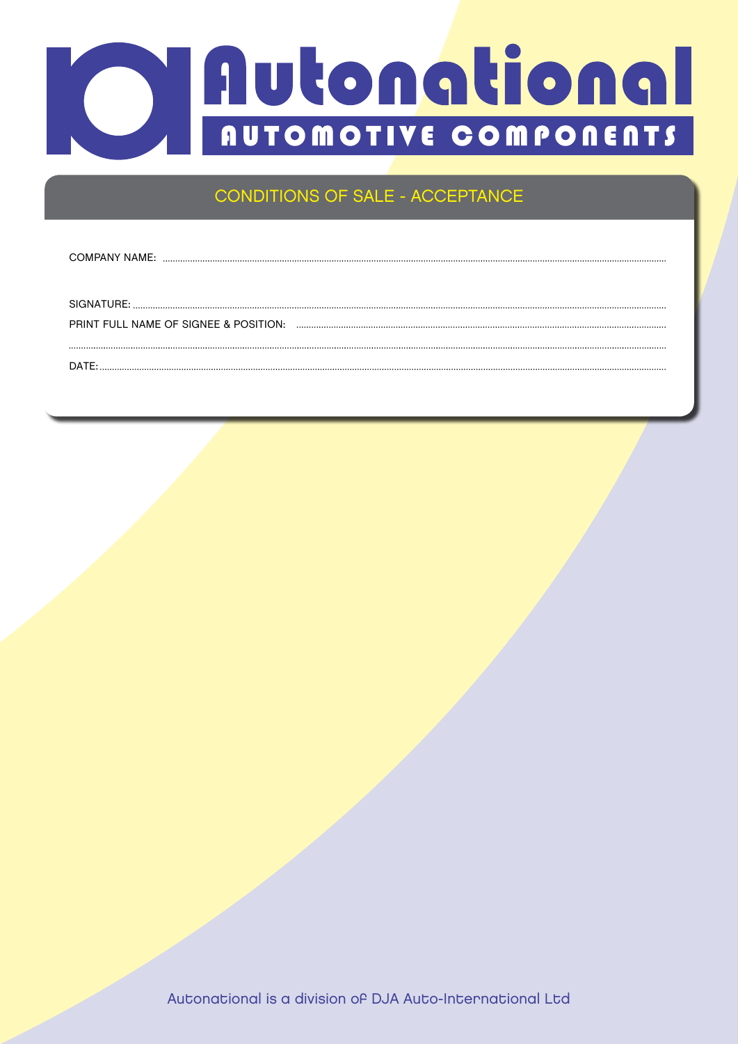# Autonational

AUTOMOTIVE COMPONENTS

## CONDITIONS OF SALE - ACCEPTANCE

COMPANY NAME: ..............................................................................................

SIGNATURE: ..............................................................................................

PRINT FULL NAME OF SIGNEE & POSITION: ..............................................................................................

..............................................................................................

DATE: ..............................................................................................

Autonational is a division of DJA Auto-International Ltd